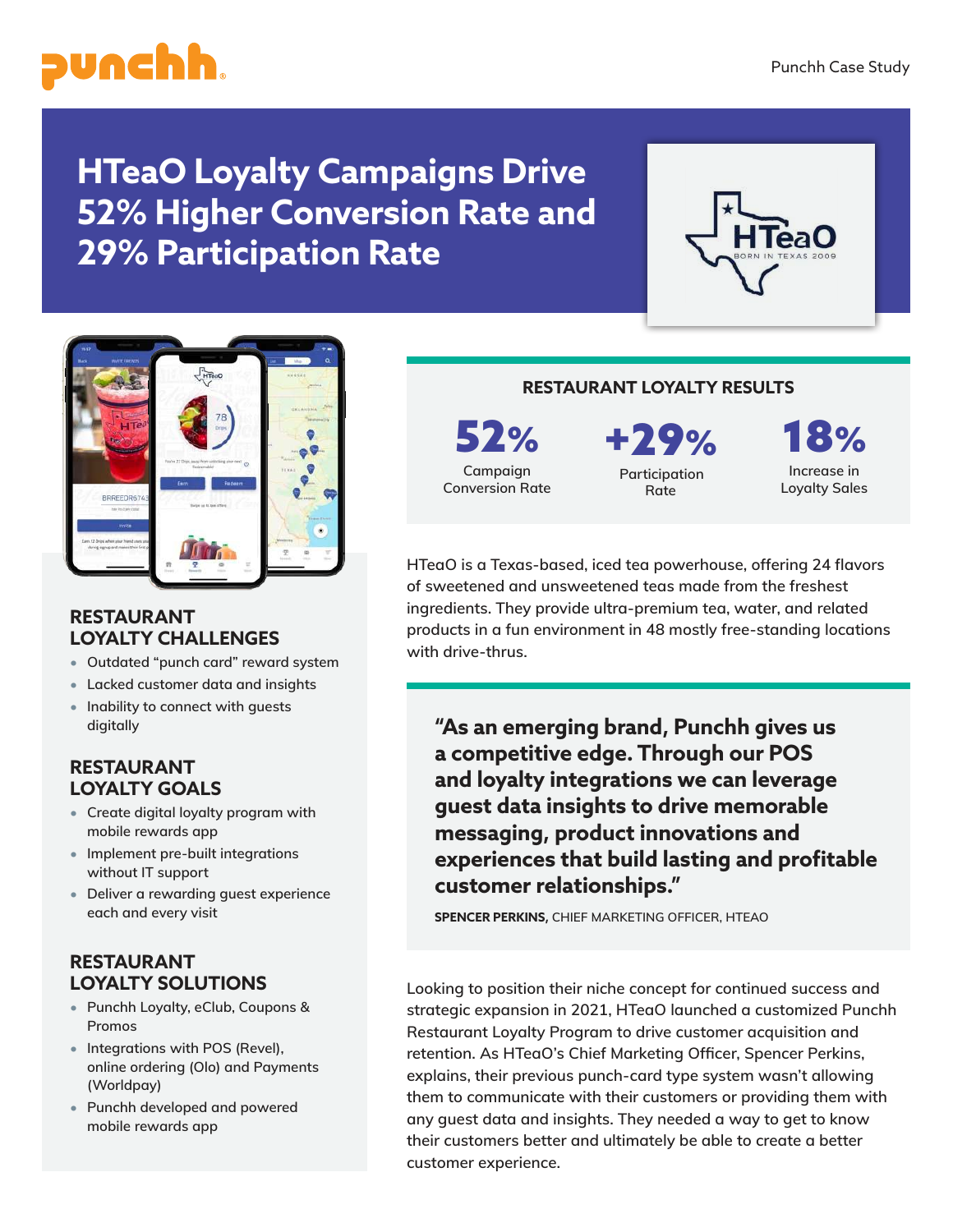punchh

Punchh Case Study

# HTeaO Loyalty Campaigns Drive 52% Higher Conversion Rate and 29% Participation Rate

## RESTAURANT LOYALTY RESULTS

| 52% | +29% | 18% |
| --- | --- | --- |
| Campaign Conversion Rate | Participation Rate | Increase in Loyalty Sales |

HTeaO is a Texas-based, iced tea powerhouse, offering 24 flavors of sweetened and unsweetened teas made from the freshest ingredients. They provide ultra-premium tea, water, and related products in a fun environment in 48 mostly free-standing locations with drive-thrus.

> **"As an emerging brand, Punchh gives us a competitive edge. Through our POS and loyalty integrations we can leverage guest data insights to drive memorable messaging, product innovations and experiences that build lasting and profitable customer relationships."**
>
> **SPENCER PERKINS,** CHIEF MARKETING OFFICER, HTEAO

Looking to position their niche concept for continued success and strategic expansion in 2021, HTeaO launched a customized Punchh Restaurant Loyalty Program to drive customer acquisition and retention. As HTeaO's Chief Marketing Officer, Spencer Perkins, explains, their previous punch-card type system wasn't allowing them to communicate with their customers or providing them with any guest data and insights. They needed a way to get to know their customers better and ultimately be able to create a better customer experience.

## RESTAURANT LOYALTY CHALLENGES

- Outdated "punch card" reward system
- Lacked customer data and insights
- Inability to connect with guests digitally

## RESTAURANT LOYALTY GOALS

- Create digital loyalty program with mobile rewards app
- Implement pre-built integrations without IT support
- Deliver a rewarding guest experience each and every visit

## RESTAURANT LOYALTY SOLUTIONS

- Punchh Loyalty, eClub, Coupons & Promos
- Integrations with POS (Revel), online ordering (Olo) and Payments (Worldpay)
- Punchh developed and powered mobile rewards app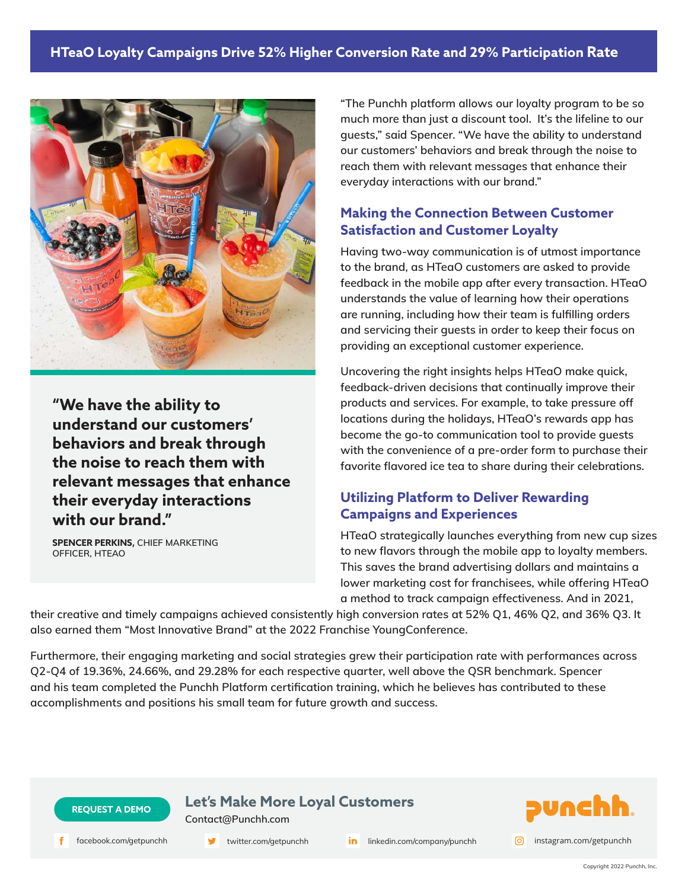## HTeaO Loyalty Campaigns Drive 52% Higher Conversion Rate and 29% Participation Rate

**"We have the ability to understand our customers' behaviors and break through the noise to reach them with relevant messages that enhance their everyday interactions with our brand."**

**SPENCER PERKINS,** CHIEF MARKETING OFFICER, HTEAO

"The Punchh platform allows our loyalty program to be so much more than just a discount tool. It's the lifeline to our guests," said Spencer. "We have the ability to understand our customers' behaviors and break through the noise to reach them with relevant messages that enhance their everyday interactions with our brand."

### Making the Connection Between Customer Satisfaction and Customer Loyalty

Having two-way communication is of utmost importance to the brand, as HTeaO customers are asked to provide feedback in the mobile app after every transaction. HTeaO understands the value of learning how their operations are running, including how their team is fulfilling orders and servicing their guests in order to keep their focus on providing an exceptional customer experience.

Uncovering the right insights helps HTeaO make quick, feedback-driven decisions that continually improve their products and services. For example, to take pressure off locations during the holidays, HTeaO's rewards app has become the go-to communication tool to provide guests with the convenience of a pre-order form to purchase their favorite flavored ice tea to share during their celebrations.

### Utilizing Platform to Deliver Rewarding Campaigns and Experiences

HTeaO strategically launches everything from new cup sizes to new flavors through the mobile app to loyalty members. This saves the brand advertising dollars and maintains a lower marketing cost for franchisees, while offering HTeaO a method to track campaign effectiveness. And in 2021, their creative and timely campaigns achieved consistently high conversion rates at 52% Q1, 46% Q2, and 36% Q3. It also earned them "Most Innovative Brand" at the 2022 Franchise YoungConference.

Furthermore, their engaging marketing and social strategies grew their participation rate with performances across Q2-Q4 of 19.36%, 24.66%, and 29.28% for each respective quarter, well above the QSR benchmark. Spencer and his team completed the Punchh Platform certification training, which he believes has contributed to these accomplishments and positions his small team for future growth and success.

**REQUEST A DEMO**

### Let's Make More Loyal Customers

Contact@Punchh.com

punchh

facebook.com/getpunchh

twitter.com/getpunchh

linkedin.com/company/punchh

instagram.com/getpunchh

Copyright 2022 Punchh, Inc.